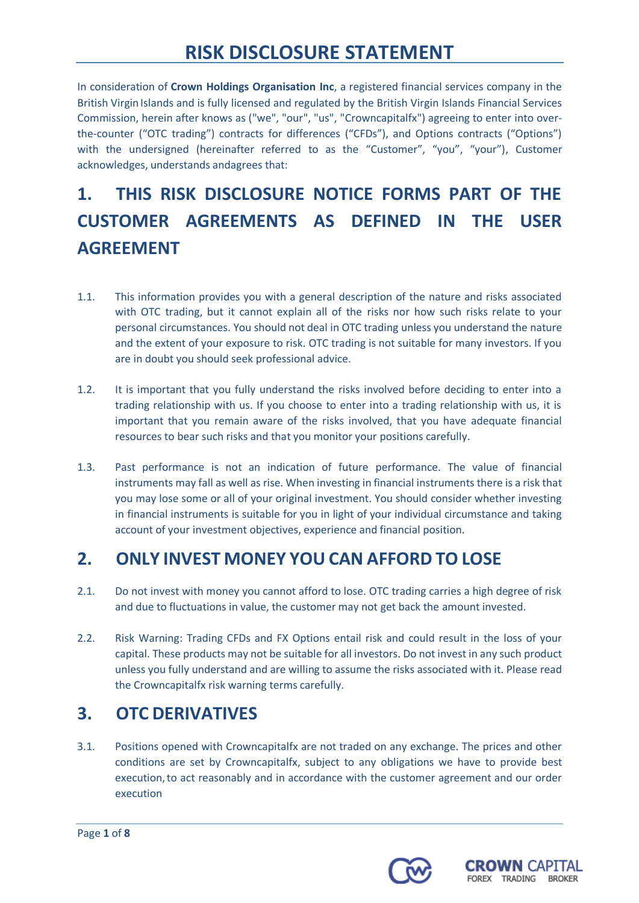# RISK DISCLOSURE STATEMENT

In consideration of **Crown Holdings Organisation Inc**, a registered financial services company in the British Virgin Islands and is fully licensed and regulated by the British Virgin Islands Financial Services Commission, herein after knows as ("we", "our", "us", "Crowncapitalfx") agreeing to enter into over-the-counter ("OTC trading") contracts for differences ("CFDs"), and Options contracts ("Options") with the undersigned (hereinafter referred to as the "Customer", "you", "your"), Customer acknowledges, understands andagrees that:

## 1. THIS RISK DISCLOSURE NOTICE FORMS PART OF THE CUSTOMER AGREEMENTS AS DEFINED IN THE USER AGREEMENT

1.1. This information provides you with a general description of the nature and risks associated with OTC trading, but it cannot explain all of the risks nor how such risks relate to your personal circumstances. You should not deal in OTC trading unless you understand the nature and the extent of your exposure to risk. OTC trading is not suitable for many investors. If you are in doubt you should seek professional advice.

1.2. It is important that you fully understand the risks involved before deciding to enter into a trading relationship with us. If you choose to enter into a trading relationship with us, it is important that you remain aware of the risks involved, that you have adequate financial resources to bear such risks and that you monitor your positions carefully.

1.3. Past performance is not an indication of future performance. The value of financial instruments may fall as well as rise. When investing in financial instruments there is a risk that you may lose some or all of your original investment. You should consider whether investing in financial instruments is suitable for you in light of your individual circumstance and taking account of your investment objectives, experience and financial position.

## 2. ONLY INVEST MONEY YOU CAN AFFORD TO LOSE

2.1. Do not invest with money you cannot afford to lose. OTC trading carries a high degree of risk and due to fluctuations in value, the customer may not get back the amount invested.

2.2. Risk Warning: Trading CFDs and FX Options entail risk and could result in the loss of your capital. These products may not be suitable for all investors. Do not invest in any such product unless you fully understand and are willing to assume the risks associated with it. Please read the Crowncapitalfx risk warning terms carefully.

## 3. OTC DERIVATIVES

3.1. Positions opened with Crowncapitalfx are not traded on any exchange. The prices and other conditions are set by Crowncapitalfx, subject to any obligations we have to provide best execution, to act reasonably and in accordance with the customer agreement and our order execution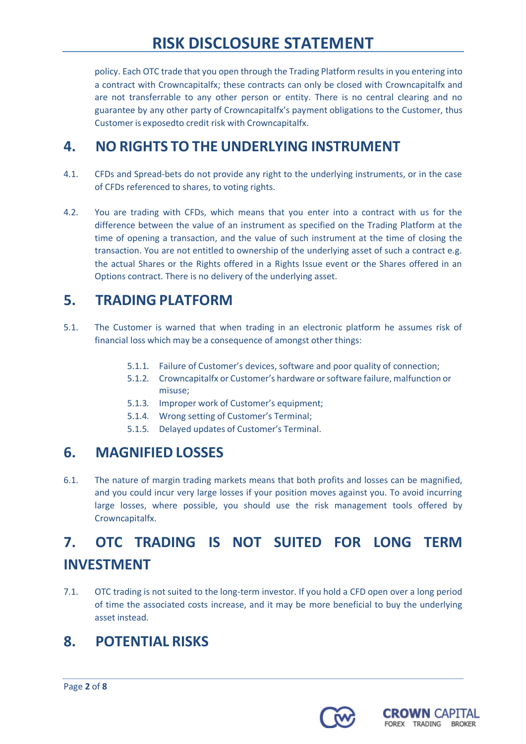policy. Each OTC trade that you open through the Trading Platform results in you entering into a contract with Crowncapitalfx; these contracts can only be closed with Crowncapitalfx and are not transferrable to any other person or entity. There is no central clearing and no guarantee by any other party of Crowncapitalfx's payment obligations to the Customer, thus Customer is exposedto credit risk with Crowncapitalfx.

## 4. NO RIGHTS TO THE UNDERLYING INSTRUMENT

4.1. CFDs and Spread-bets do not provide any right to the underlying instruments, or in the case of CFDs referenced to shares, to voting rights.

4.2. You are trading with CFDs, which means that you enter into a contract with us for the difference between the value of an instrument as specified on the Trading Platform at the time of opening a transaction, and the value of such instrument at the time of closing the transaction. You are not entitled to ownership of the underlying asset of such a contract e.g. the actual Shares or the Rights offered in a Rights Issue event or the Shares offered in an Options contract. There is no delivery of the underlying asset.

## 5. TRADING PLATFORM

5.1. The Customer is warned that when trading in an electronic platform he assumes risk of financial loss which may be a consequence of amongst other things:

- 5.1.1. Failure of Customer's devices, software and poor quality of connection;
- 5.1.2. Crowncapitalfx or Customer's hardware or software failure, malfunction or misuse;
- 5.1.3. Improper work of Customer's equipment;
- 5.1.4. Wrong setting of Customer's Terminal;
- 5.1.5. Delayed updates of Customer's Terminal.

## 6. MAGNIFIED LOSSES

6.1. The nature of margin trading markets means that both profits and losses can be magnified, and you could incur very large losses if your position moves against you. To avoid incurring large losses, where possible, you should use the risk management tools offered by Crowncapitalfx.

## 7. OTC TRADING IS NOT SUITED FOR LONG TERM INVESTMENT

7.1. OTC trading is not suited to the long-term investor. If you hold a CFD open over a long period of time the associated costs increase, and it may be more beneficial to buy the underlying asset instead.

## 8. POTENTIAL RISKS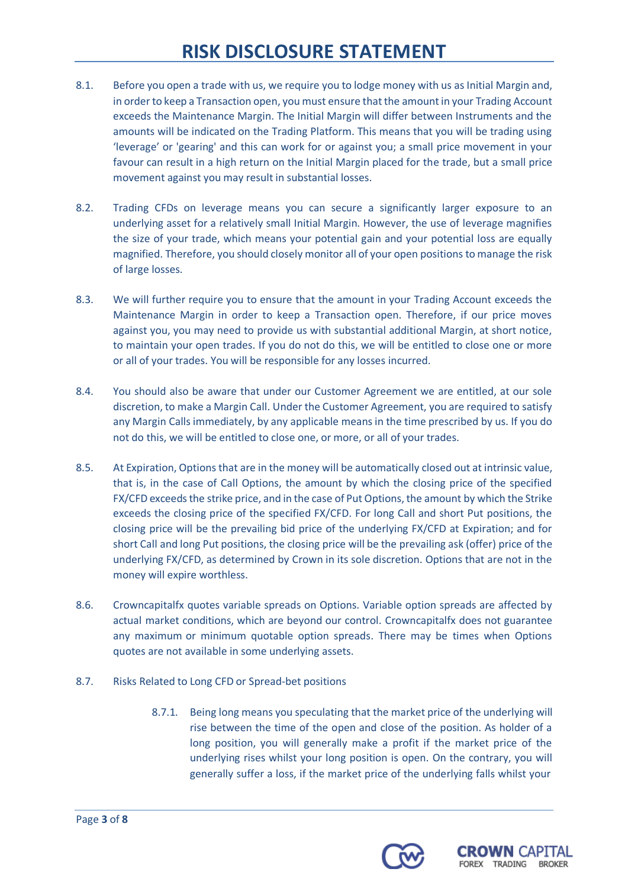8.1. Before you open a trade with us, we require you to lodge money with us as Initial Margin and, in order to keep a Transaction open, you must ensure that the amount in your Trading Account exceeds the Maintenance Margin. The Initial Margin will differ between Instruments and the amounts will be indicated on the Trading Platform. This means that you will be trading using 'leverage' or 'gearing' and this can work for or against you; a small price movement in your favour can result in a high return on the Initial Margin placed for the trade, but a small price movement against you may result in substantial losses.

8.2. Trading CFDs on leverage means you can secure a significantly larger exposure to an underlying asset for a relatively small Initial Margin. However, the use of leverage magnifies the size of your trade, which means your potential gain and your potential loss are equally magnified. Therefore, you should closely monitor all of your open positions to manage the risk of large losses.

8.3. We will further require you to ensure that the amount in your Trading Account exceeds the Maintenance Margin in order to keep a Transaction open. Therefore, if our price moves against you, you may need to provide us with substantial additional Margin, at short notice, to maintain your open trades. If you do not do this, we will be entitled to close one or more or all of your trades. You will be responsible for any losses incurred.

8.4. You should also be aware that under our Customer Agreement we are entitled, at our sole discretion, to make a Margin Call. Under the Customer Agreement, you are required to satisfy any Margin Calls immediately, by any applicable means in the time prescribed by us. If you do not do this, we will be entitled to close one, or more, or all of your trades.

8.5. At Expiration, Options that are in the money will be automatically closed out at intrinsic value, that is, in the case of Call Options, the amount by which the closing price of the specified FX/CFD exceeds the strike price, and in the case of Put Options, the amount by which the Strike exceeds the closing price of the specified FX/CFD. For long Call and short Put positions, the closing price will be the prevailing bid price of the underlying FX/CFD at Expiration; and for short Call and long Put positions, the closing price will be the prevailing ask (offer) price of the underlying FX/CFD, as determined by Crown in its sole discretion. Options that are not in the money will expire worthless.

8.6. Crowncapitalfx quotes variable spreads on Options. Variable option spreads are affected by actual market conditions, which are beyond our control. Crowncapitalfx does not guarantee any maximum or minimum quotable option spreads. There may be times when Options quotes are not available in some underlying assets.

8.7. Risks Related to Long CFD or Spread-bet positions

8.7.1. Being long means you speculating that the market price of the underlying will rise between the time of the open and close of the position. As holder of a long position, you will generally make a profit if the market price of the underlying rises whilst your long position is open. On the contrary, you will generally suffer a loss, if the market price of the underlying falls whilst your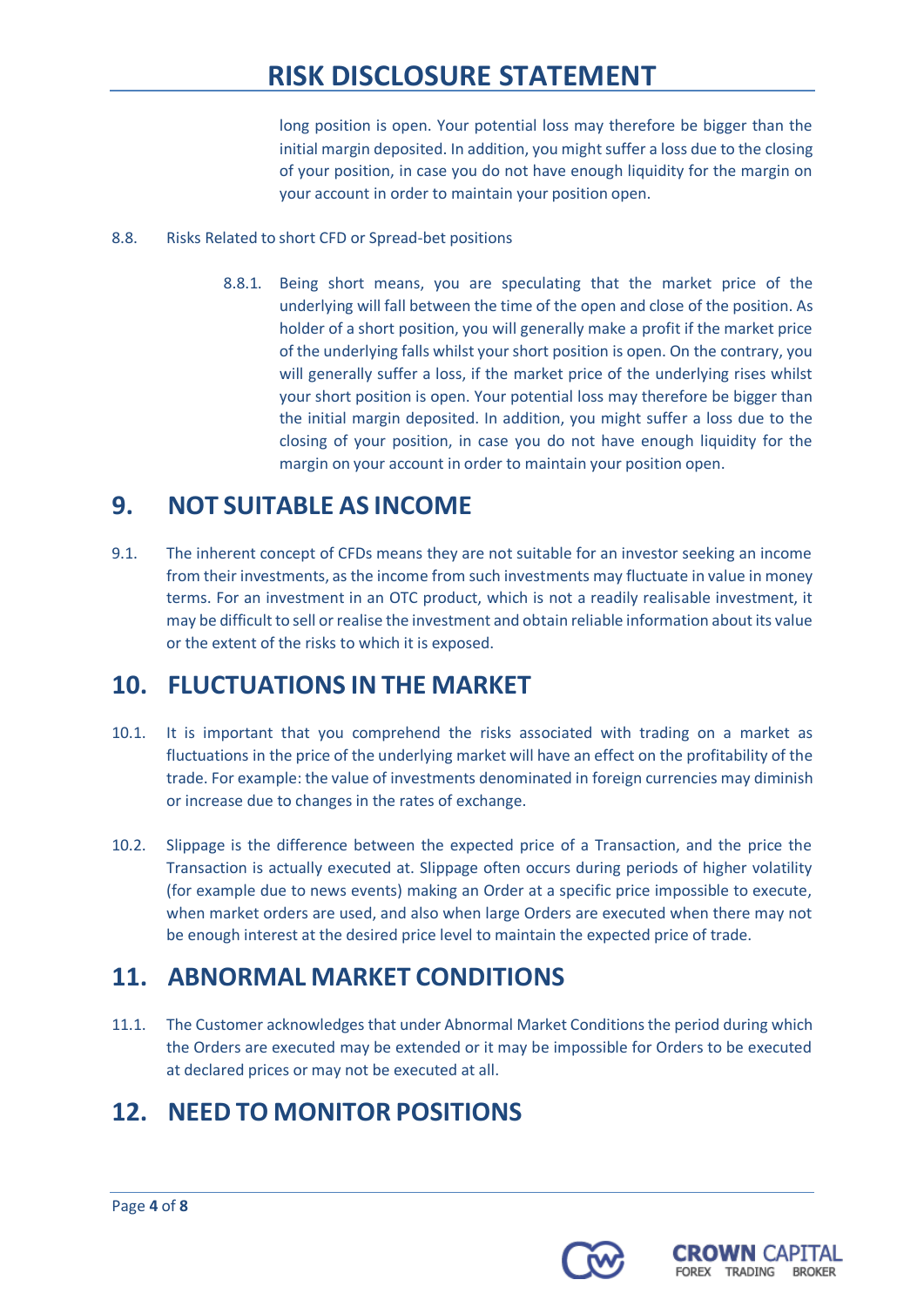long position is open. Your potential loss may therefore be bigger than the initial margin deposited. In addition, you might suffer a loss due to the closing of your position, in case you do not have enough liquidity for the margin on your account in order to maintain your position open.

8.8. Risks Related to short CFD or Spread-bet positions

8.8.1. Being short means, you are speculating that the market price of the underlying will fall between the time of the open and close of the position. As holder of a short position, you will generally make a profit if the market price of the underlying falls whilst your short position is open. On the contrary, you will generally suffer a loss, if the market price of the underlying rises whilst your short position is open. Your potential loss may therefore be bigger than the initial margin deposited. In addition, you might suffer a loss due to the closing of your position, in case you do not have enough liquidity for the margin on your account in order to maintain your position open.

## 9. NOT SUITABLE AS INCOME

9.1. The inherent concept of CFDs means they are not suitable for an investor seeking an income from their investments, as the income from such investments may fluctuate in value in money terms. For an investment in an OTC product, which is not a readily realisable investment, it may be difficult to sell or realise the investment and obtain reliable information about its value or the extent of the risks to which it is exposed.

## 10. FLUCTUATIONS IN THE MARKET

10.1. It is important that you comprehend the risks associated with trading on a market as fluctuations in the price of the underlying market will have an effect on the profitability of the trade. For example: the value of investments denominated in foreign currencies may diminish or increase due to changes in the rates of exchange.

10.2. Slippage is the difference between the expected price of a Transaction, and the price the Transaction is actually executed at. Slippage often occurs during periods of higher volatility (for example due to news events) making an Order at a specific price impossible to execute, when market orders are used, and also when large Orders are executed when there may not be enough interest at the desired price level to maintain the expected price of trade.

## 11. ABNORMAL MARKET CONDITIONS

11.1. The Customer acknowledges that under Abnormal Market Conditions the period during which the Orders are executed may be extended or it may be impossible for Orders to be executed at declared prices or may not be executed at all.

## 12. NEED TO MONITOR POSITIONS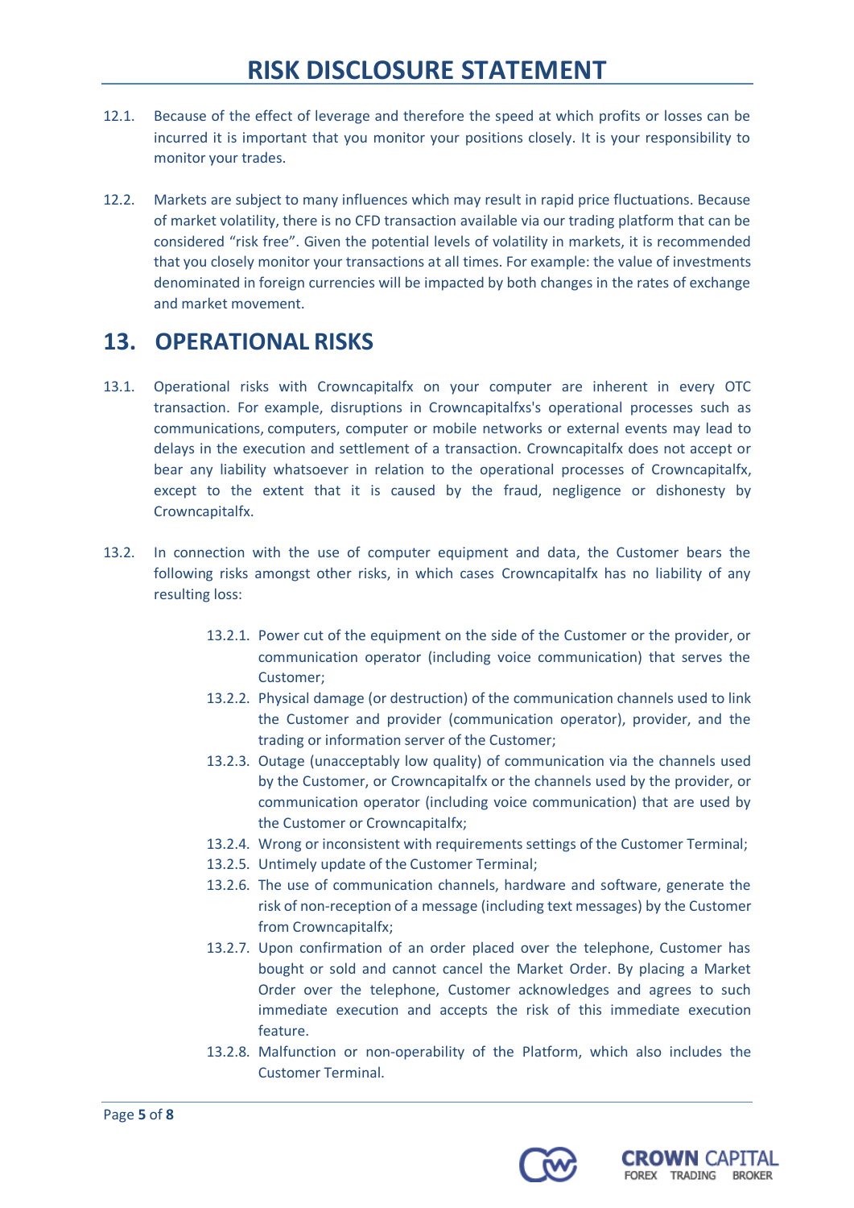12.1. Because of the effect of leverage and therefore the speed at which profits or losses can be incurred it is important that you monitor your positions closely. It is your responsibility to monitor your trades.

12.2. Markets are subject to many influences which may result in rapid price fluctuations. Because of market volatility, there is no CFD transaction available via our trading platform that can be considered “risk free”. Given the potential levels of volatility in markets, it is recommended that you closely monitor your transactions at all times. For example: the value of investments denominated in foreign currencies will be impacted by both changes in the rates of exchange and market movement.

## 13. OPERATIONAL RISKS

13.1. Operational risks with Crowncapitalfx on your computer are inherent in every OTC transaction. For example, disruptions in Crowncapitalfxs's operational processes such as communications, computers, computer or mobile networks or external events may lead to delays in the execution and settlement of a transaction. Crowncapitalfx does not accept or bear any liability whatsoever in relation to the operational processes of Crowncapitalfx, except to the extent that it is caused by the fraud, negligence or dishonesty by Crowncapitalfx.

13.2. In connection with the use of computer equipment and data, the Customer bears the following risks amongst other risks, in which cases Crowncapitalfx has no liability of any resulting loss:

- 13.2.1. Power cut of the equipment on the side of the Customer or the provider, or communication operator (including voice communication) that serves the Customer;
- 13.2.2. Physical damage (or destruction) of the communication channels used to link the Customer and provider (communication operator), provider, and the trading or information server of the Customer;
- 13.2.3. Outage (unacceptably low quality) of communication via the channels used by the Customer, or Crowncapitalfx or the channels used by the provider, or communication operator (including voice communication) that are used by the Customer or Crowncapitalfx;
- 13.2.4. Wrong or inconsistent with requirements settings of the Customer Terminal;
- 13.2.5. Untimely update of the Customer Terminal;
- 13.2.6. The use of communication channels, hardware and software, generate the risk of non-reception of a message (including text messages) by the Customer from Crowncapitalfx;
- 13.2.7. Upon confirmation of an order placed over the telephone, Customer has bought or sold and cannot cancel the Market Order. By placing a Market Order over the telephone, Customer acknowledges and agrees to such immediate execution and accepts the risk of this immediate execution feature.
- 13.2.8. Malfunction or non-operability of the Platform, which also includes the Customer Terminal.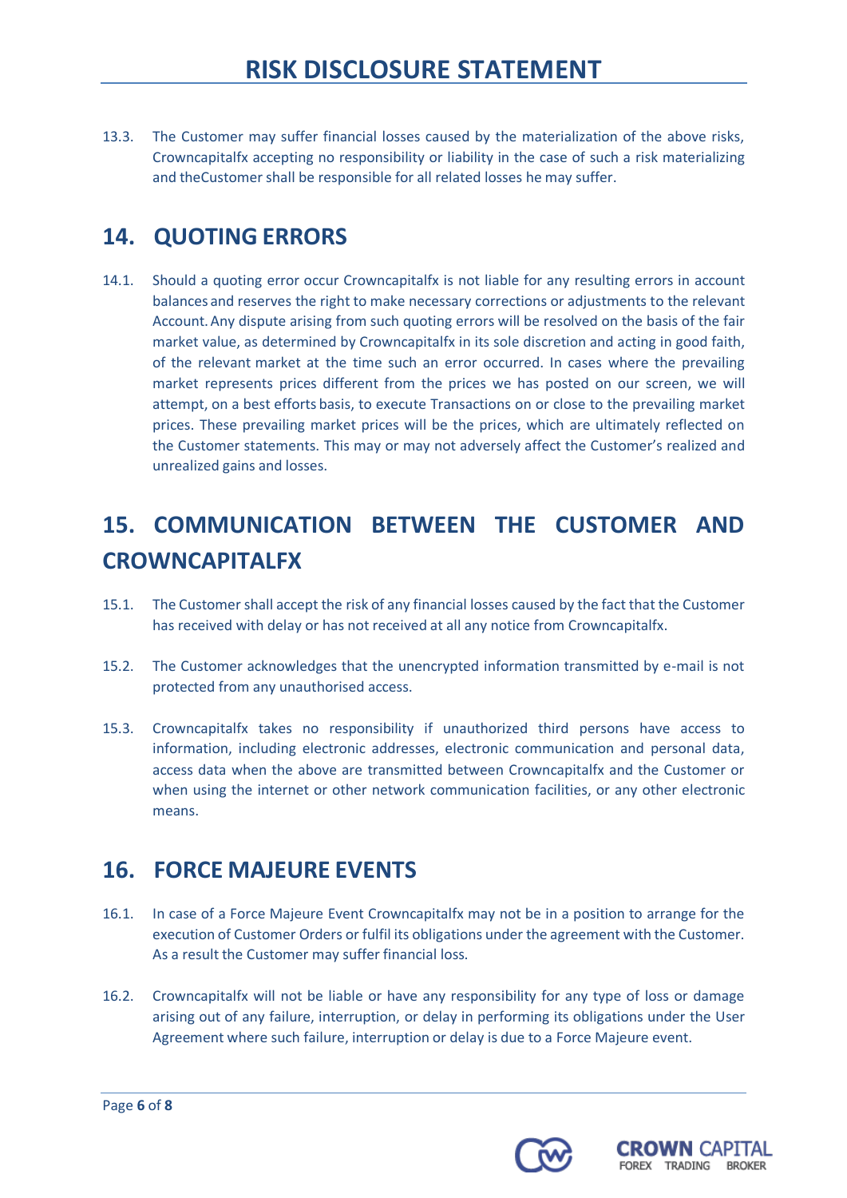13.3. The Customer may suffer financial losses caused by the materialization of the above risks, Crowncapitalfx accepting no responsibility or liability in the case of such a risk materializing and theCustomer shall be responsible for all related losses he may suffer.

## 14. QUOTING ERRORS

14.1. Should a quoting error occur Crowncapitalfx is not liable for any resulting errors in account balances and reserves the right to make necessary corrections or adjustments to the relevant Account. Any dispute arising from such quoting errors will be resolved on the basis of the fair market value, as determined by Crowncapitalfx in its sole discretion and acting in good faith, of the relevant market at the time such an error occurred. In cases where the prevailing market represents prices different from the prices we has posted on our screen, we will attempt, on a best efforts basis, to execute Transactions on or close to the prevailing market prices. These prevailing market prices will be the prices, which are ultimately reflected on the Customer statements. This may or may not adversely affect the Customer's realized and unrealized gains and losses.

## 15. COMMUNICATION BETWEEN THE CUSTOMER AND CROWNCAPITALFX

15.1. The Customer shall accept the risk of any financial losses caused by the fact that the Customer has received with delay or has not received at all any notice from Crowncapitalfx.

15.2. The Customer acknowledges that the unencrypted information transmitted by e-mail is not protected from any unauthorised access.

15.3. Crowncapitalfx takes no responsibility if unauthorized third persons have access to information, including electronic addresses, electronic communication and personal data, access data when the above are transmitted between Crowncapitalfx and the Customer or when using the internet or other network communication facilities, or any other electronic means.

## 16. FORCE MAJEURE EVENTS

16.1. In case of a Force Majeure Event Crowncapitalfx may not be in a position to arrange for the execution of Customer Orders or fulfil its obligations under the agreement with the Customer. As a result the Customer may suffer financial loss.

16.2. Crowncapitalfx will not be liable or have any responsibility for any type of loss or damage arising out of any failure, interruption, or delay in performing its obligations under the User Agreement where such failure, interruption or delay is due to a Force Majeure event.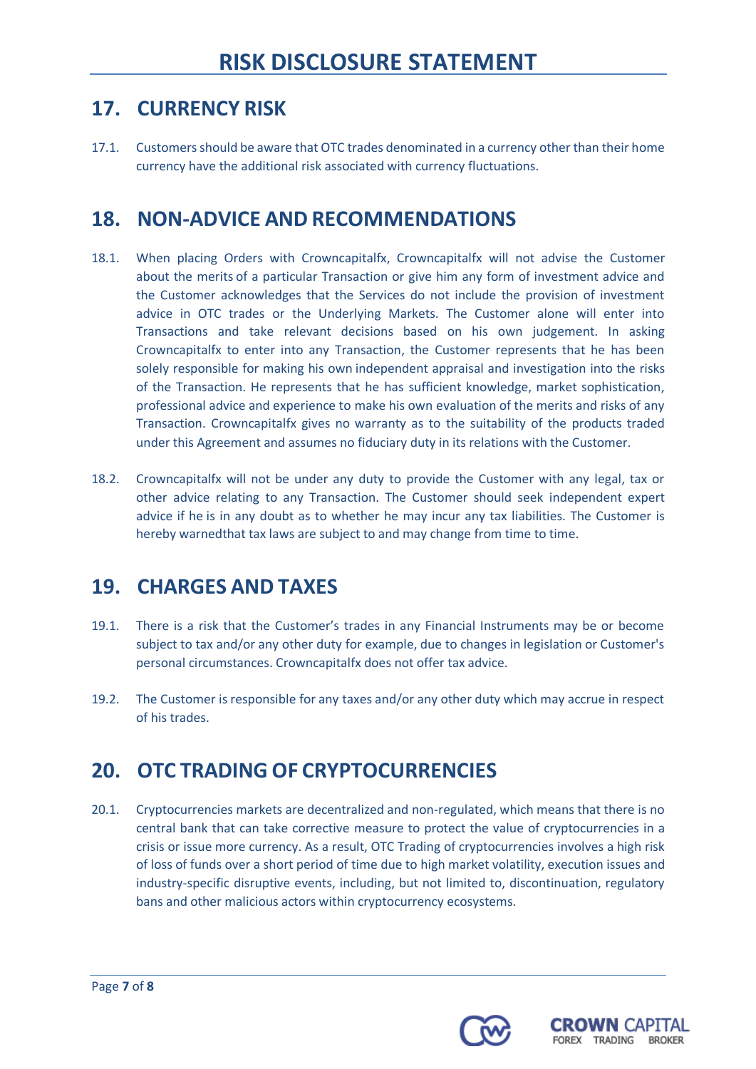# RISK DISCLOSURE STATEMENT

## 17. CURRENCY RISK

17.1. Customers should be aware that OTC trades denominated in a currency other than their home currency have the additional risk associated with currency fluctuations.

## 18. NON-ADVICE AND RECOMMENDATIONS

18.1. When placing Orders with Crowncapitalfx, Crowncapitalfx will not advise the Customer about the merits of a particular Transaction or give him any form of investment advice and the Customer acknowledges that the Services do not include the provision of investment advice in OTC trades or the Underlying Markets. The Customer alone will enter into Transactions and take relevant decisions based on his own judgement. In asking Crowncapitalfx to enter into any Transaction, the Customer represents that he has been solely responsible for making his own independent appraisal and investigation into the risks of the Transaction. He represents that he has sufficient knowledge, market sophistication, professional advice and experience to make his own evaluation of the merits and risks of any Transaction. Crowncapitalfx gives no warranty as to the suitability of the products traded under this Agreement and assumes no fiduciary duty in its relations with the Customer.

18.2. Crowncapitalfx will not be under any duty to provide the Customer with any legal, tax or other advice relating to any Transaction. The Customer should seek independent expert advice if he is in any doubt as to whether he may incur any tax liabilities. The Customer is hereby warnedthat tax laws are subject to and may change from time to time.

## 19. CHARGES AND TAXES

19.1. There is a risk that the Customer's trades in any Financial Instruments may be or become subject to tax and/or any other duty for example, due to changes in legislation or Customer's personal circumstances. Crowncapitalfx does not offer tax advice.

19.2. The Customer is responsible for any taxes and/or any other duty which may accrue in respect of his trades.

## 20. OTC TRADING OF CRYPTOCURRENCIES

20.1. Cryptocurrencies markets are decentralized and non-regulated, which means that there is no central bank that can take corrective measure to protect the value of cryptocurrencies in a crisis or issue more currency. As a result, OTC Trading of cryptocurrencies involves a high risk of loss of funds over a short period of time due to high market volatility, execution issues and industry-specific disruptive events, including, but not limited to, discontinuation, regulatory bans and other malicious actors within cryptocurrency ecosystems.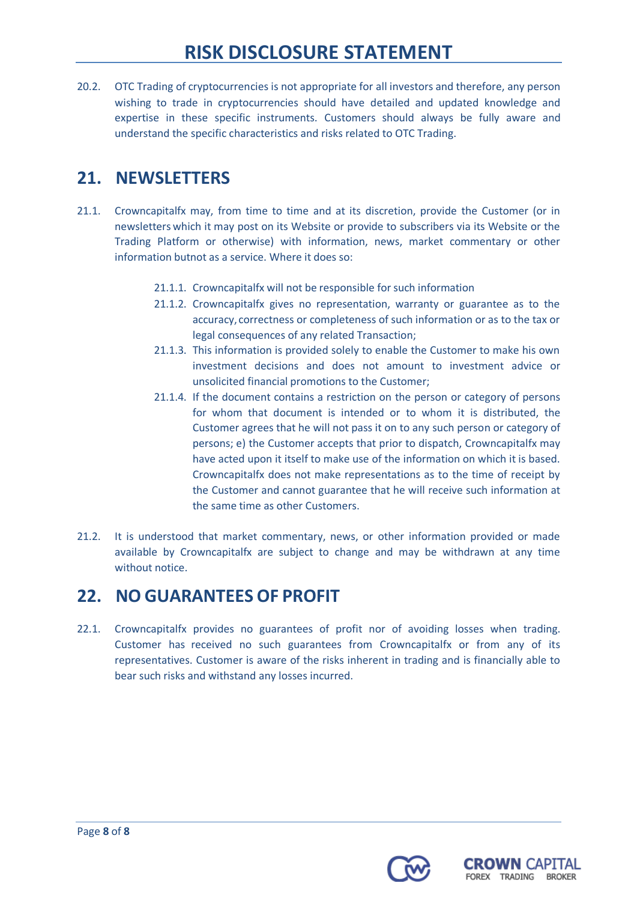20.2. OTC Trading of cryptocurrencies is not appropriate for all investors and therefore, any person wishing to trade in cryptocurrencies should have detailed and updated knowledge and expertise in these specific instruments. Customers should always be fully aware and understand the specific characteristics and risks related to OTC Trading.

## 21. NEWSLETTERS

21.1. Crowncapitalfx may, from time to time and at its discretion, provide the Customer (or in newsletters which it may post on its Website or provide to subscribers via its Website or the Trading Platform or otherwise) with information, news, market commentary or other information butnot as a service. Where it does so:

- 21.1.1. Crowncapitalfx will not be responsible for such information
- 21.1.2. Crowncapitalfx gives no representation, warranty or guarantee as to the accuracy, correctness or completeness of such information or as to the tax or legal consequences of any related Transaction;
- 21.1.3. This information is provided solely to enable the Customer to make his own investment decisions and does not amount to investment advice or unsolicited financial promotions to the Customer;
- 21.1.4. If the document contains a restriction on the person or category of persons for whom that document is intended or to whom it is distributed, the Customer agrees that he will not pass it on to any such person or category of persons; e) the Customer accepts that prior to dispatch, Crowncapitalfx may have acted upon it itself to make use of the information on which it is based. Crowncapitalfx does not make representations as to the time of receipt by the Customer and cannot guarantee that he will receive such information at the same time as other Customers.

21.2. It is understood that market commentary, news, or other information provided or made available by Crowncapitalfx are subject to change and may be withdrawn at any time without notice.

## 22. NO GUARANTEES OF PROFIT

22.1. Crowncapitalfx provides no guarantees of profit nor of avoiding losses when trading. Customer has received no such guarantees from Crowncapitalfx or from any of its representatives. Customer is aware of the risks inherent in trading and is financially able to bear such risks and withstand any losses incurred.